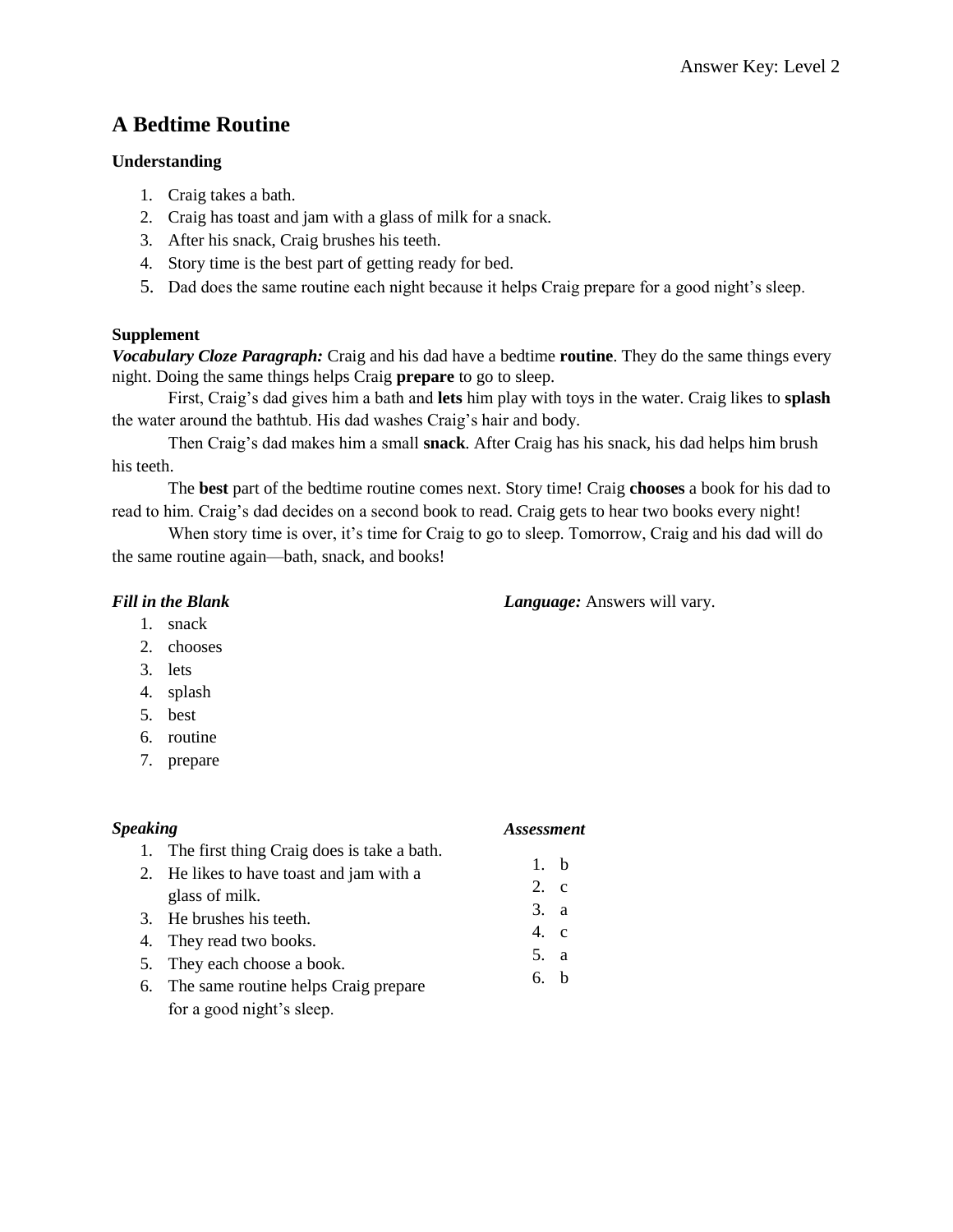Answer Key: Level 2

# A Bedtime Routine

**Understanding**

1. Craig takes a bath.
2. Craig has toast and jam with a glass of milk for a snack.
3. After his snack, Craig brushes his teeth.
4. Story time is the best part of getting ready for bed.
5. Dad does the same routine each night because it helps Craig prepare for a good night's sleep.

**Supplement**

***Vocabulary Cloze Paragraph:*** Craig and his dad have a bedtime **routine**. They do the same things every night. Doing the same things helps Craig **prepare** to go to sleep.

First, Craig's dad gives him a bath and **lets** him play with toys in the water. Craig likes to **splash** the water around the bathtub. His dad washes Craig's hair and body.

Then Craig's dad makes him a small **snack**. After Craig has his snack, his dad helps him brush his teeth.

The **best** part of the bedtime routine comes next. Story time! Craig **chooses** a book for his dad to read to him. Craig's dad decides on a second book to read. Craig gets to hear two books every night!

When story time is over, it's time for Craig to go to sleep. Tomorrow, Craig and his dad will do the same routine again—bath, snack, and books!

***Fill in the Blank***

1. snack
2. chooses
3. lets
4. splash
5. best
6. routine
7. prepare

***Language:*** Answers will vary.

***Speaking***

1. The first thing Craig does is take a bath.
2. He likes to have toast and jam with a glass of milk.
3. He brushes his teeth.
4. They read two books.
5. They each choose a book.
6. The same routine helps Craig prepare for a good night's sleep.

***Assessment***

1. b
2. c
3. a
4. c
5. a
6. b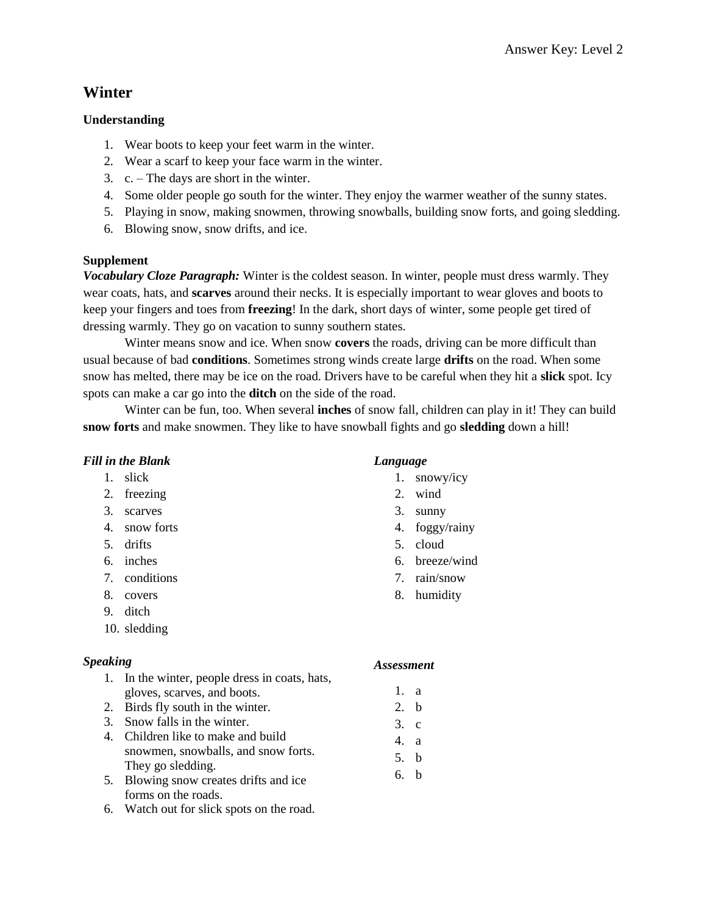# Winter

**Understanding**

1. Wear boots to keep your feet warm in the winter.
2. Wear a scarf to keep your face warm in the winter.
3. c. – The days are short in the winter.
4. Some older people go south for the winter. They enjoy the warmer weather of the sunny states.
5. Playing in snow, making snowmen, throwing snowballs, building snow forts, and going sledding.
6. Blowing snow, snow drifts, and ice.

**Supplement**

***Vocabulary Cloze Paragraph:*** Winter is the coldest season. In winter, people must dress warmly. They wear coats, hats, and **scarves** around their necks. It is especially important to wear gloves and boots to keep your fingers and toes from **freezing**! In the dark, short days of winter, some people get tired of dressing warmly. They go on vacation to sunny southern states.

Winter means snow and ice. When snow **covers** the roads, driving can be more difficult than usual because of bad **conditions**. Sometimes strong winds create large **drifts** on the road. When some snow has melted, there may be ice on the road. Drivers have to be careful when they hit a **slick** spot. Icy spots can make a car go into the **ditch** on the side of the road.

Winter can be fun, too. When several **inches** of snow fall, children can play in it! They can build **snow forts** and make snowmen. They like to have snowball fights and go **sledding** down a hill!

***Fill in the Blank***

1. slick
2. freezing
3. scarves
4. snow forts
5. drifts
6. inches
7. conditions
8. covers
9. ditch
10. sledding

***Speaking***

1. In the winter, people dress in coats, hats, gloves, scarves, and boots.
2. Birds fly south in the winter.
3. Snow falls in the winter.
4. Children like to make and build snowmen, snowballs, and snow forts. They go sledding.
5. Blowing snow creates drifts and ice forms on the roads.
6. Watch out for slick spots on the road.

***Language***

1. snowy/icy
2. wind
3. sunny
4. foggy/rainy
5. cloud
6. breeze/wind
7. rain/snow
8. humidity

***Assessment***

1. a
2. b
3. c
4. a
5. b
6. b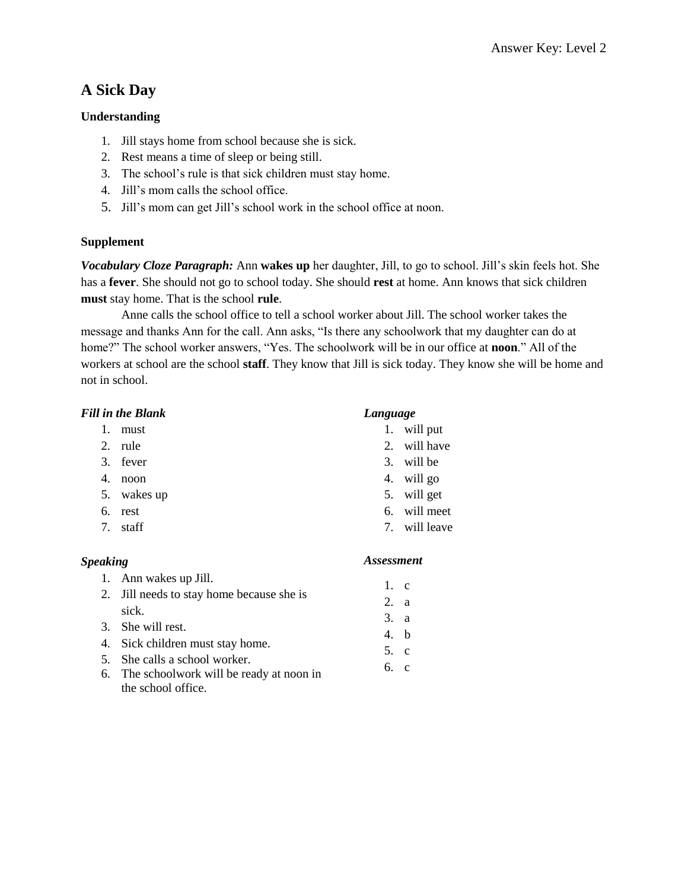# A Sick Day

### Understanding

1. Jill stays home from school because she is sick.
2. Rest means a time of sleep or being still.
3. The school's rule is that sick children must stay home.
4. Jill's mom calls the school office.
5. Jill's mom can get Jill's school work in the school office at noon.

### Supplement

***Vocabulary Cloze Paragraph:*** Ann **wakes up** her daughter, Jill, to go to school. Jill's skin feels hot. She has a **fever**. She should not go to school today. She should **rest** at home. Ann knows that sick children **must** stay home. That is the school **rule**.

Anne calls the school office to tell a school worker about Jill. The school worker takes the message and thanks Ann for the call. Ann asks, "Is there any schoolwork that my daughter can do at home?" The school worker answers, "Yes. The schoolwork will be in our office at **noon**." All of the workers at school are the school **staff**. They know that Jill is sick today. They know she will be home and not in school.

***Fill in the Blank***

1. must
2. rule
3. fever
4. noon
5. wakes up
6. rest
7. staff

***Speaking***

1. Ann wakes up Jill.
2. Jill needs to stay home because she is sick.
3. She will rest.
4. Sick children must stay home.
5. She calls a school worker.
6. The schoolwork will be ready at noon in the school office.

***Language***

1. will put
2. will have
3. will be
4. will go
5. will get
6. will meet
7. will leave

***Assessment***

1. c
2. a
3. a
4. b
5. c
6. c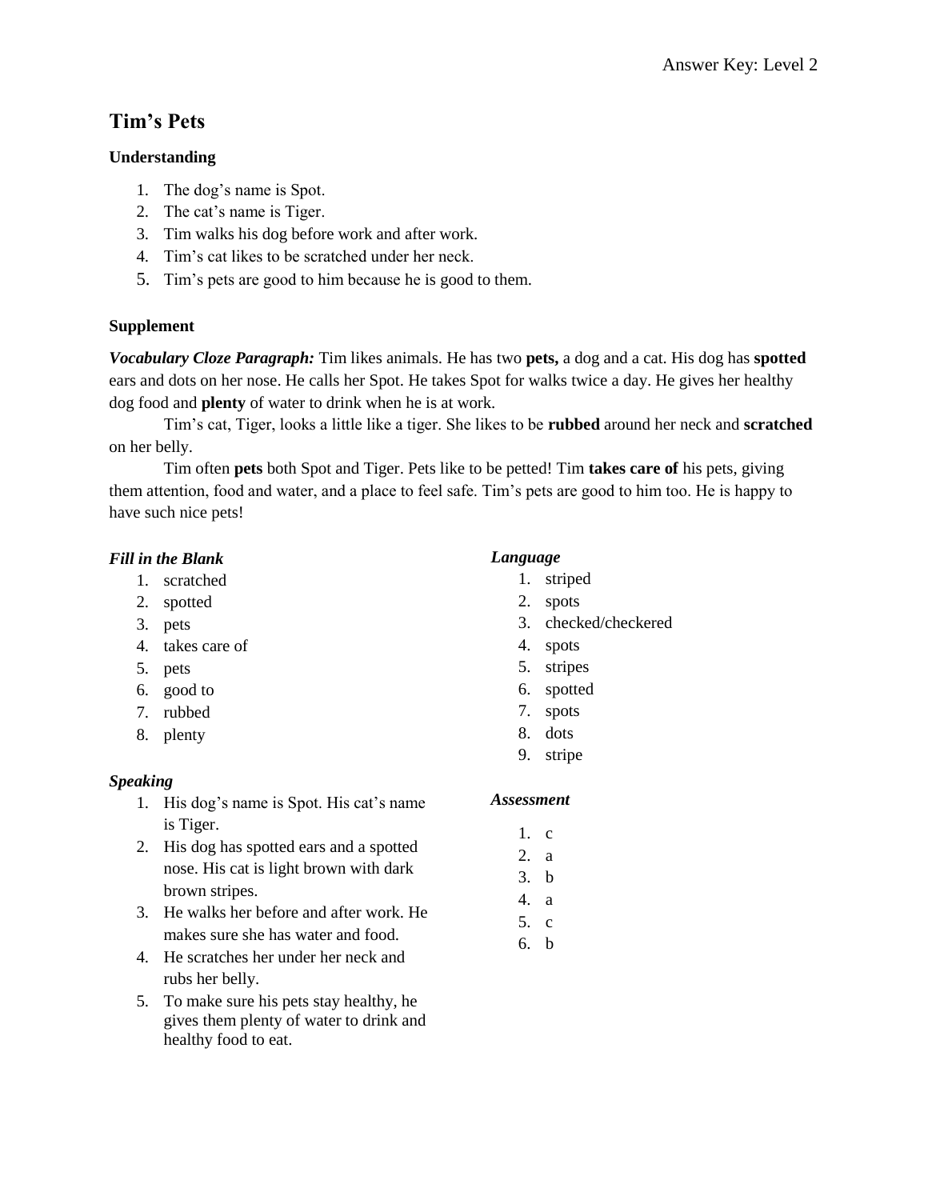# Tim's Pets

## Understanding

1. The dog's name is Spot.
2. The cat's name is Tiger.
3. Tim walks his dog before work and after work.
4. Tim's cat likes to be scratched under her neck.
5. Tim's pets are good to him because he is good to them.

## Supplement

***Vocabulary Cloze Paragraph:*** Tim likes animals. He has two **pets,** a dog and a cat. His dog has **spotted** ears and dots on her nose. He calls her Spot. He takes Spot for walks twice a day. He gives her healthy dog food and **plenty** of water to drink when he is at work.

Tim's cat, Tiger, looks a little like a tiger. She likes to be **rubbed** around her neck and **scratched** on her belly.

Tim often **pets** both Spot and Tiger. Pets like to be petted! Tim **takes care of** his pets, giving them attention, food and water, and a place to feel safe. Tim's pets are good to him too. He is happy to have such nice pets!

### *Fill in the Blank*

1. scratched
2. spotted
3. pets
4. takes care of
5. pets
6. good to
7. rubbed
8. plenty

### *Speaking*

1. His dog's name is Spot. His cat's name is Tiger.
2. His dog has spotted ears and a spotted nose. His cat is light brown with dark brown stripes.
3. He walks her before and after work. He makes sure she has water and food.
4. He scratches her under her neck and rubs her belly.
5. To make sure his pets stay healthy, he gives them plenty of water to drink and healthy food to eat.

### *Language*

1. striped
2. spots
3. checked/checkered
4. spots
5. stripes
6. spotted
7. spots
8. dots
9. stripe

### *Assessment*

1. c
2. a
3. b
4. a
5. c
6. b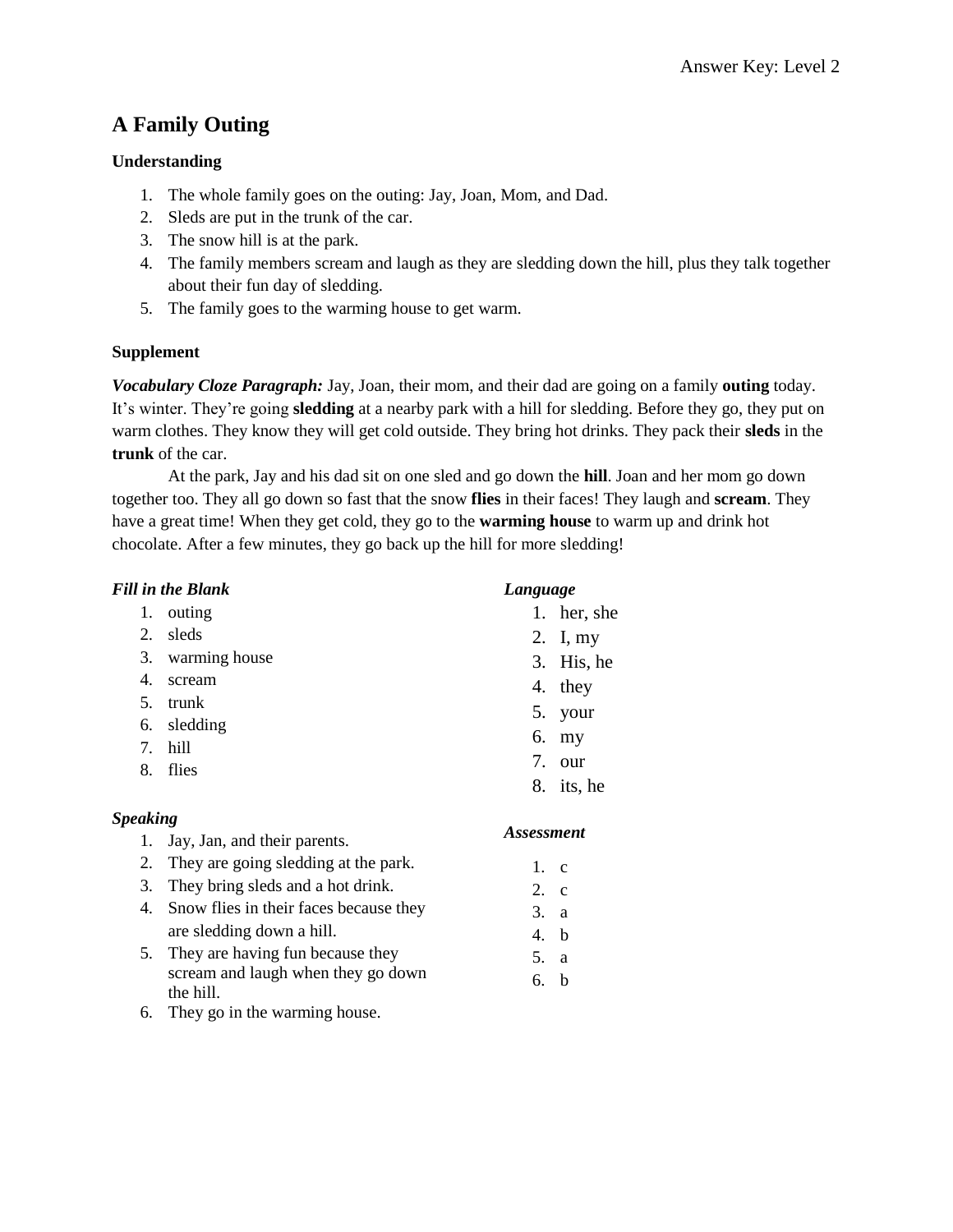# A Family Outing

### Understanding

1. The whole family goes on the outing: Jay, Joan, Mom, and Dad.
2. Sleds are put in the trunk of the car.
3. The snow hill is at the park.
4. The family members scream and laugh as they are sledding down the hill, plus they talk together about their fun day of sledding.
5. The family goes to the warming house to get warm.

### Supplement

***Vocabulary Cloze Paragraph:*** Jay, Joan, their mom, and their dad are going on a family **outing** today. It's winter. They're going **sledding** at a nearby park with a hill for sledding. Before they go, they put on warm clothes. They know they will get cold outside. They bring hot drinks. They pack their **sleds** in the **trunk** of the car.

At the park, Jay and his dad sit on one sled and go down the **hill**. Joan and her mom go down together too. They all go down so fast that the snow **flies** in their faces! They laugh and **scream**. They have a great time! When they get cold, they go to the **warming house** to warm up and drink hot chocolate. After a few minutes, they go back up the hill for more sledding!

***Fill in the Blank***

1. outing
2. sleds
3. warming house
4. scream
5. trunk
6. sledding
7. hill
8. flies

***Speaking***

1. Jay, Jan, and their parents.
2. They are going sledding at the park.
3. They bring sleds and a hot drink.
4. Snow flies in their faces because they are sledding down a hill.
5. They are having fun because they scream and laugh when they go down the hill.
6. They go in the warming house.

***Language***

1. her, she
2. I, my
3. His, he
4. they
5. your
6. my
7. our
8. its, he

***Assessment***

1. c
2. c
3. a
4. b
5. a
6. b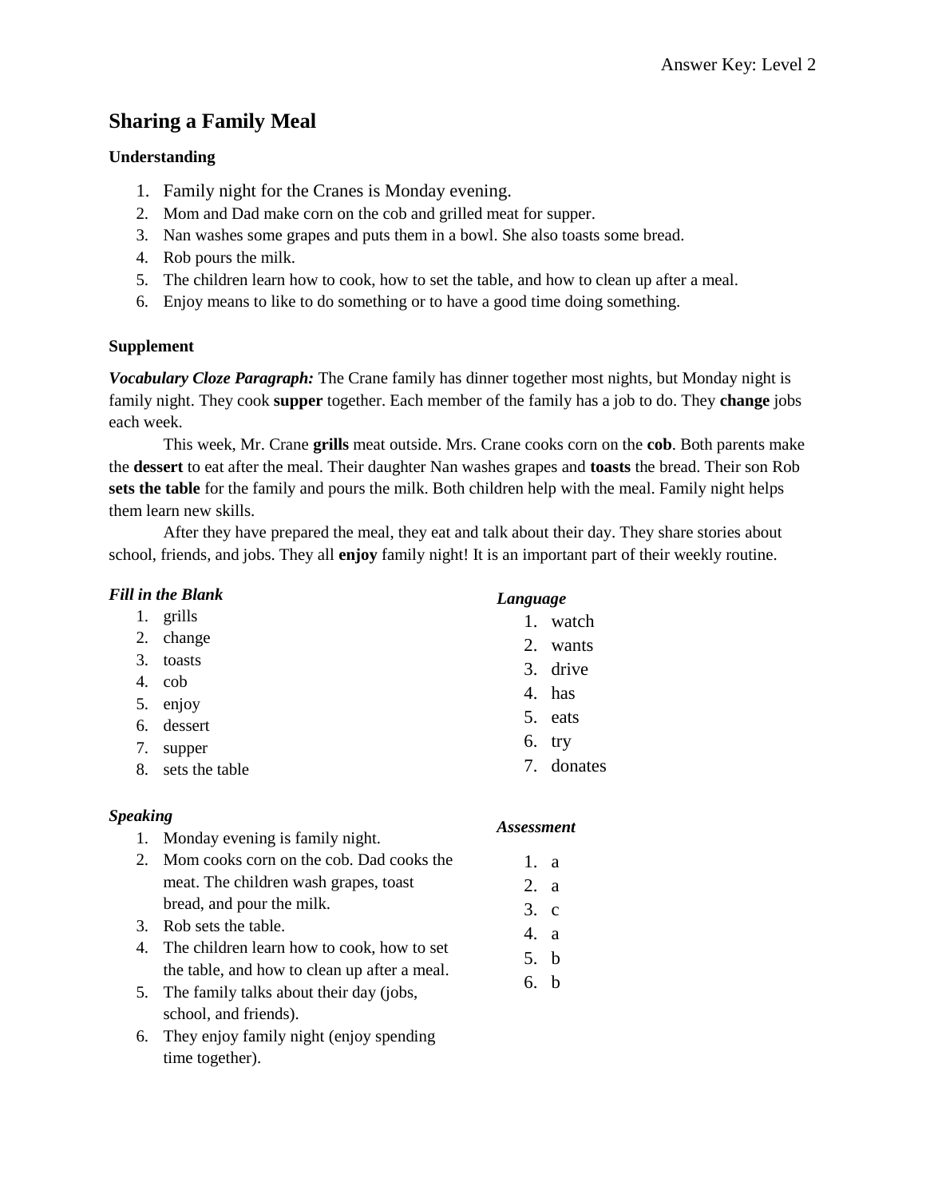Answer Key: Level 2

# Sharing a Family Meal

### Understanding

1. Family night for the Cranes is Monday evening.
2. Mom and Dad make corn on the cob and grilled meat for supper.
3. Nan washes some grapes and puts them in a bowl. She also toasts some bread.
4. Rob pours the milk.
5. The children learn how to cook, how to set the table, and how to clean up after a meal.
6. Enjoy means to like to do something or to have a good time doing something.

### Supplement

***Vocabulary Cloze Paragraph:*** The Crane family has dinner together most nights, but Monday night is family night. They cook **supper** together. Each member of the family has a job to do. They **change** jobs each week.

This week, Mr. Crane **grills** meat outside. Mrs. Crane cooks corn on the **cob**. Both parents make the **dessert** to eat after the meal. Their daughter Nan washes grapes and **toasts** the bread. Their son Rob **sets the table** for the family and pours the milk. Both children help with the meal. Family night helps them learn new skills.

After they have prepared the meal, they eat and talk about their day. They share stories about school, friends, and jobs. They all **enjoy** family night! It is an important part of their weekly routine.

***Fill in the Blank***

1. grills
2. change
3. toasts
4. cob
5. enjoy
6. dessert
7. supper
8. sets the table

***Speaking***

1. Monday evening is family night.
2. Mom cooks corn on the cob. Dad cooks the meat. The children wash grapes, toast bread, and pour the milk.
3. Rob sets the table.
4. The children learn how to cook, how to set the table, and how to clean up after a meal.
5. The family talks about their day (jobs, school, and friends).
6. They enjoy family night (enjoy spending time together).

***Language***

1. watch
2. wants
3. drive
4. has
5. eats
6. try
7. donates

***Assessment***

1. a
2. a
3. c
4. a
5. b
6. b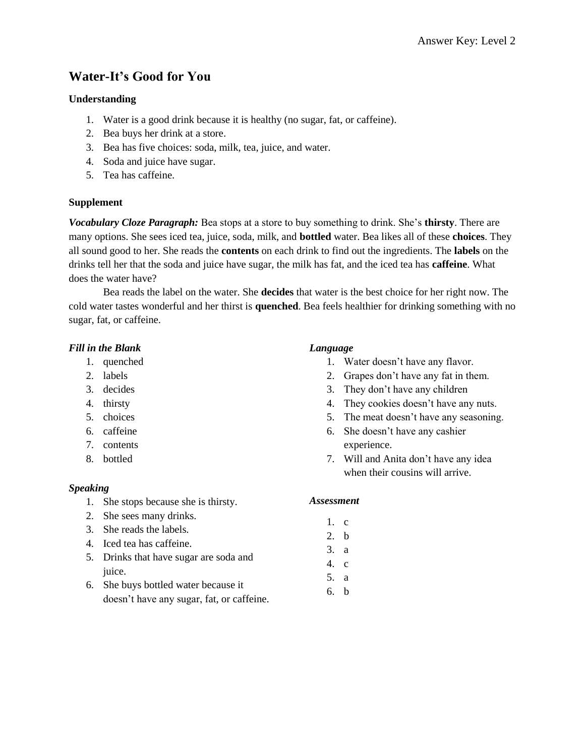# Water-It's Good for You

### Understanding

1. Water is a good drink because it is healthy (no sugar, fat, or caffeine).
2. Bea buys her drink at a store.
3. Bea has five choices: soda, milk, tea, juice, and water.
4. Soda and juice have sugar.
5. Tea has caffeine.

### Supplement

***Vocabulary Cloze Paragraph:*** Bea stops at a store to buy something to drink. She's **thirsty**. There are many options. She sees iced tea, juice, soda, milk, and **bottled** water. Bea likes all of these **choices**. They all sound good to her. She reads the **contents** on each drink to find out the ingredients. The **labels** on the drinks tell her that the soda and juice have sugar, the milk has fat, and the iced tea has **caffeine**. What does the water have?

Bea reads the label on the water. She **decides** that water is the best choice for her right now. The cold water tastes wonderful and her thirst is **quenched**. Bea feels healthier for drinking something with no sugar, fat, or caffeine.

***Fill in the Blank***

1. quenched
2. labels
3. decides
4. thirsty
5. choices
6. caffeine
7. contents
8. bottled

***Speaking***

1. She stops because she is thirsty.
2. She sees many drinks.
3. She reads the labels.
4. Iced tea has caffeine.
5. Drinks that have sugar are soda and juice.
6. She buys bottled water because it doesn't have any sugar, fat, or caffeine.

***Language***

1. Water doesn't have any flavor.
2. Grapes don't have any fat in them.
3. They don't have any children
4. They cookies doesn't have any nuts.
5. The meat doesn't have any seasoning.
6. She doesn't have any cashier experience.
7. Will and Anita don't have any idea when their cousins will arrive.

***Assessment***

1. c
2. b
3. a
4. c
5. a
6. b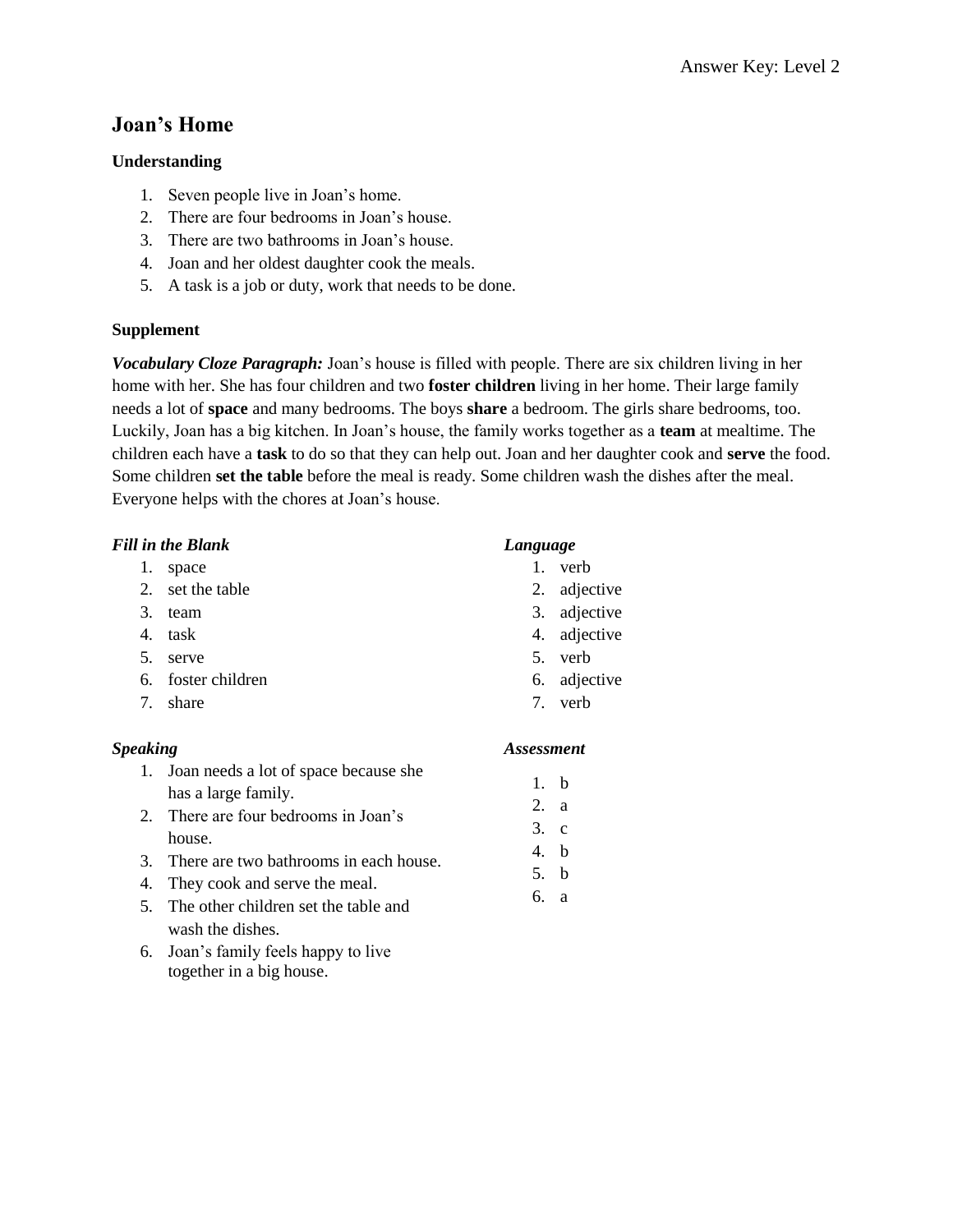# Joan's Home

### Understanding

1. Seven people live in Joan's home.
2. There are four bedrooms in Joan's house.
3. There are two bathrooms in Joan's house.
4. Joan and her oldest daughter cook the meals.
5. A task is a job or duty, work that needs to be done.

### Supplement

***Vocabulary Cloze Paragraph:*** Joan's house is filled with people. There are six children living in her home with her. She has four children and two **foster children** living in her home. Their large family needs a lot of **space** and many bedrooms. The boys **share** a bedroom. The girls share bedrooms, too. Luckily, Joan has a big kitchen. In Joan's house, the family works together as a **team** at mealtime. The children each have a **task** to do so that they can help out. Joan and her daughter cook and **serve** the food. Some children **set the table** before the meal is ready. Some children wash the dishes after the meal. Everyone helps with the chores at Joan's house.

***Fill in the Blank***

1. space
2. set the table
3. team
4. task
5. serve
6. foster children
7. share

***Language***

1. verb
2. adjective
3. adjective
4. adjective
5. verb
6. adjective
7. verb

***Speaking***

1. Joan needs a lot of space because she has a large family.
2. There are four bedrooms in Joan's house.
3. There are two bathrooms in each house.
4. They cook and serve the meal.
5. The other children set the table and wash the dishes.
6. Joan's family feels happy to live together in a big house.

***Assessment***

1. b
2. a
3. c
4. b
5. b
6. a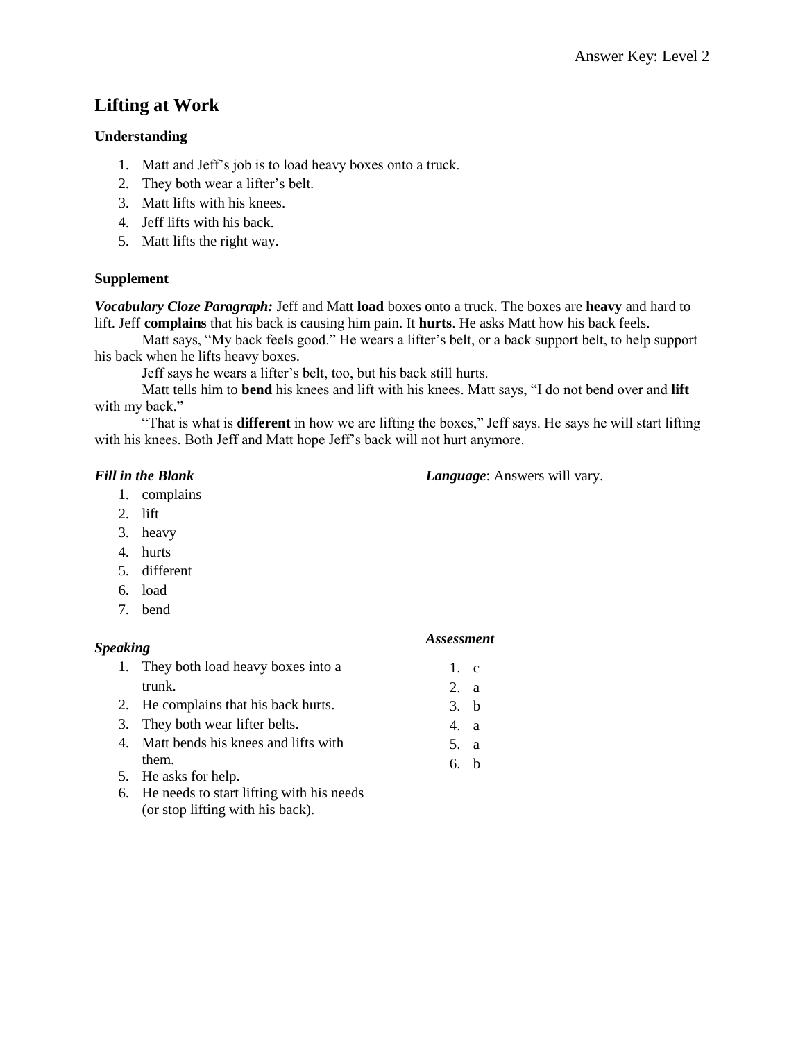# Lifting at Work

### Understanding

1. Matt and Jeff's job is to load heavy boxes onto a truck.
2. They both wear a lifter's belt.
3. Matt lifts with his knees.
4. Jeff lifts with his back.
5. Matt lifts the right way.

### Supplement

***Vocabulary Cloze Paragraph:*** Jeff and Matt **load** boxes onto a truck. The boxes are **heavy** and hard to lift. Jeff **complains** that his back is causing him pain. It **hurts**. He asks Matt how his back feels.

Matt says, "My back feels good." He wears a lifter's belt, or a back support belt, to help support his back when he lifts heavy boxes.

Jeff says he wears a lifter's belt, too, but his back still hurts.

Matt tells him to **bend** his knees and lift with his knees. Matt says, "I do not bend over and **lift** with my back."

"That is what is **different** in how we are lifting the boxes," Jeff says. He says he will start lifting with his knees. Both Jeff and Matt hope Jeff's back will not hurt anymore.

***Fill in the Blank***

1. complains
2. lift
3. heavy
4. hurts
5. different
6. load
7. bend

***Language***: Answers will vary.

***Speaking***

1. They both load heavy boxes into a trunk.
2. He complains that his back hurts.
3. They both wear lifter belts.
4. Matt bends his knees and lifts with them.
5. He asks for help.
6. He needs to start lifting with his needs (or stop lifting with his back).

***Assessment***

1. c
2. a
3. b
4. a
5. a
6. b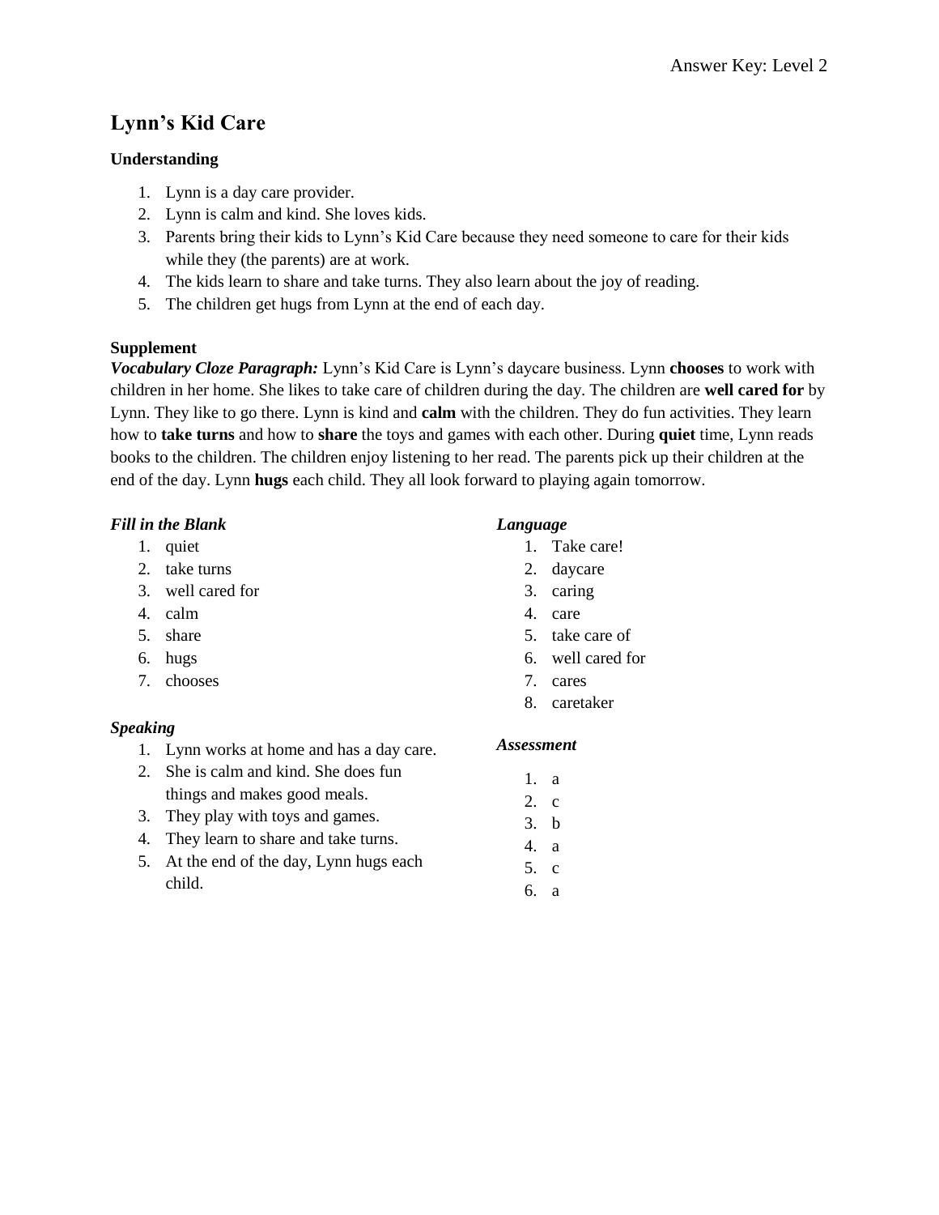Answer Key: Level 2

# Lynn's Kid Care

### Understanding

1. Lynn is a day care provider.
2. Lynn is calm and kind. She loves kids.
3. Parents bring their kids to Lynn's Kid Care because they need someone to care for their kids while they (the parents) are at work.
4. The kids learn to share and take turns. They also learn about the joy of reading.
5. The children get hugs from Lynn at the end of each day.

### Supplement

***Vocabulary Cloze Paragraph:*** Lynn's Kid Care is Lynn's daycare business. Lynn **chooses** to work with children in her home. She likes to take care of children during the day. The children are **well cared for** by Lynn. They like to go there. Lynn is kind and **calm** with the children. They do fun activities. They learn how to **take turns** and how to **share** the toys and games with each other. During **quiet** time, Lynn reads books to the children. The children enjoy listening to her read. The parents pick up their children at the end of the day. Lynn **hugs** each child. They all look forward to playing again tomorrow.

***Fill in the Blank***

1. quiet
2. take turns
3. well cared for
4. calm
5. share
6. hugs
7. chooses

***Speaking***

1. Lynn works at home and has a day care.
2. She is calm and kind. She does fun things and makes good meals.
3. They play with toys and games.
4. They learn to share and take turns.
5. At the end of the day, Lynn hugs each child.

***Language***

1. Take care!
2. daycare
3. caring
4. care
5. take care of
6. well cared for
7. cares
8. caretaker

***Assessment***

1. a
2. c
3. b
4. a
5. c
6. a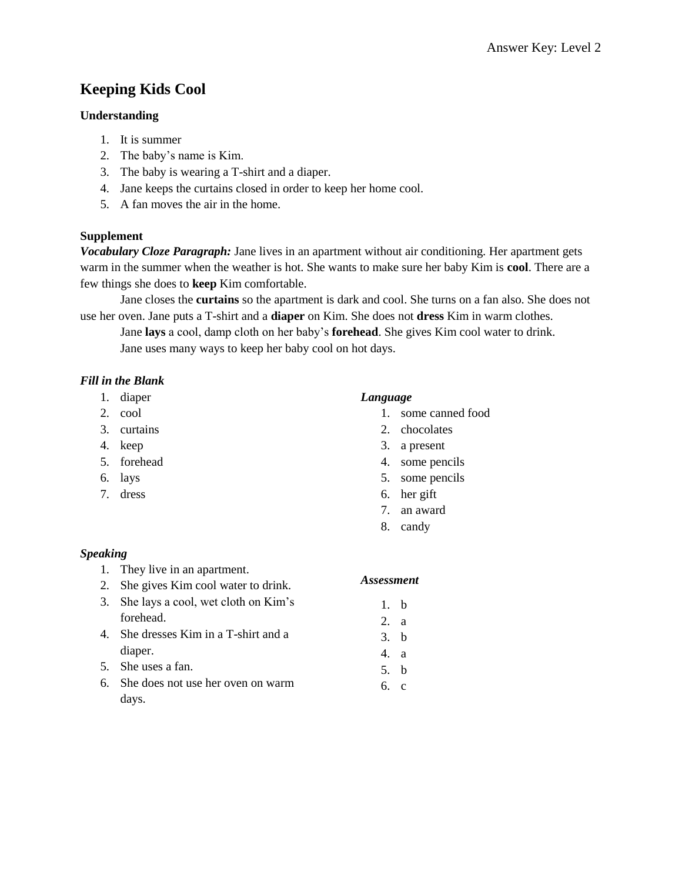Answer Key: Level 2

# Keeping Kids Cool

### Understanding

1. It is summer
2. The baby's name is Kim.
3. The baby is wearing a T-shirt and a diaper.
4. Jane keeps the curtains closed in order to keep her home cool.
5. A fan moves the air in the home.

### Supplement

***Vocabulary Cloze Paragraph:*** Jane lives in an apartment without air conditioning. Her apartment gets warm in the summer when the weather is hot. She wants to make sure her baby Kim is **cool**. There are a few things she does to **keep** Kim comfortable.

Jane closes the **curtains** so the apartment is dark and cool. She turns on a fan also. She does not use her oven. Jane puts a T-shirt and a **diaper** on Kim. She does not **dress** Kim in warm clothes.

Jane **lays** a cool, damp cloth on her baby's **forehead**. She gives Kim cool water to drink.

Jane uses many ways to keep her baby cool on hot days.

### *Fill in the Blank*

1. diaper
2. cool
3. curtains
4. keep
5. forehead
6. lays
7. dress

### *Language*

1. some canned food
2. chocolates
3. a present
4. some pencils
5. some pencils
6. her gift
7. an award
8. candy

### *Speaking*

1. They live in an apartment.
2. She gives Kim cool water to drink.
3. She lays a cool, wet cloth on Kim's forehead.
4. She dresses Kim in a T-shirt and a diaper.
5. She uses a fan.
6. She does not use her oven on warm days.

### *Assessment*

1. b
2. a
3. b
4. a
5. b
6. c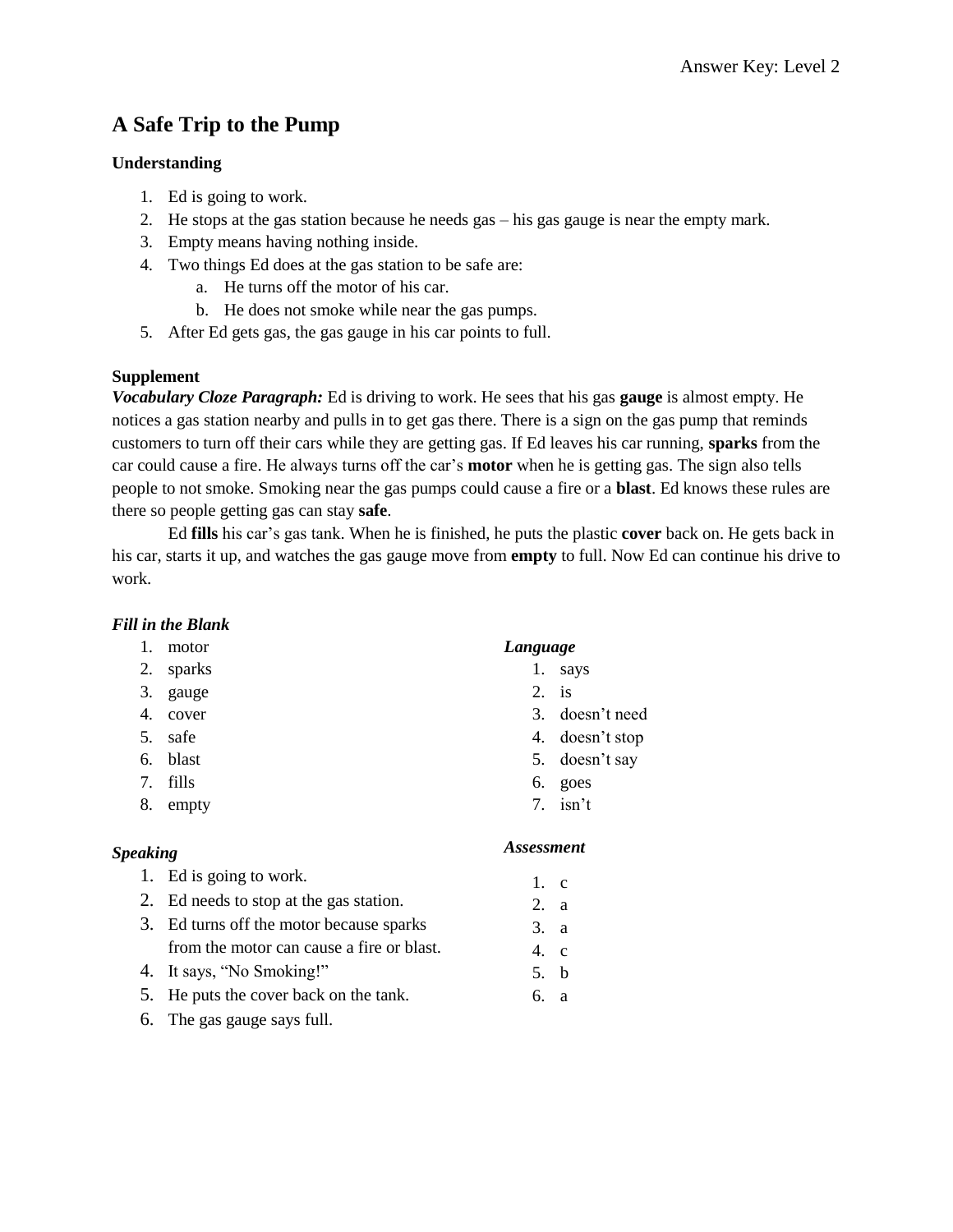# A Safe Trip to the Pump

**Understanding**

1. Ed is going to work.
2. He stops at the gas station because he needs gas – his gas gauge is near the empty mark.
3. Empty means having nothing inside.
4. Two things Ed does at the gas station to be safe are:
   a. He turns off the motor of his car.
   b. He does not smoke while near the gas pumps.
5. After Ed gets gas, the gas gauge in his car points to full.

**Supplement**

***Vocabulary Cloze Paragraph:*** Ed is driving to work. He sees that his gas **gauge** is almost empty. He notices a gas station nearby and pulls in to get gas there. There is a sign on the gas pump that reminds customers to turn off their cars while they are getting gas. If Ed leaves his car running, **sparks** from the car could cause a fire. He always turns off the car's **motor** when he is getting gas. The sign also tells people to not smoke. Smoking near the gas pumps could cause a fire or a **blast**. Ed knows these rules are there so people getting gas can stay **safe**.

Ed **fills** his car's gas tank. When he is finished, he puts the plastic **cover** back on. He gets back in his car, starts it up, and watches the gas gauge move from **empty** to full. Now Ed can continue his drive to work.

***Fill in the Blank***

1. motor
2. sparks
3. gauge
4. cover
5. safe
6. blast
7. fills
8. empty

***Speaking***

1. Ed is going to work.
2. Ed needs to stop at the gas station.
3. Ed turns off the motor because sparks from the motor can cause a fire or blast.
4. It says, "No Smoking!"
5. He puts the cover back on the tank.
6. The gas gauge says full.

***Language***

1. says
2. is
3. doesn't need
4. doesn't stop
5. doesn't say
6. goes
7. isn't

***Assessment***

1. c
2. a
3. a
4. c
5. b
6. a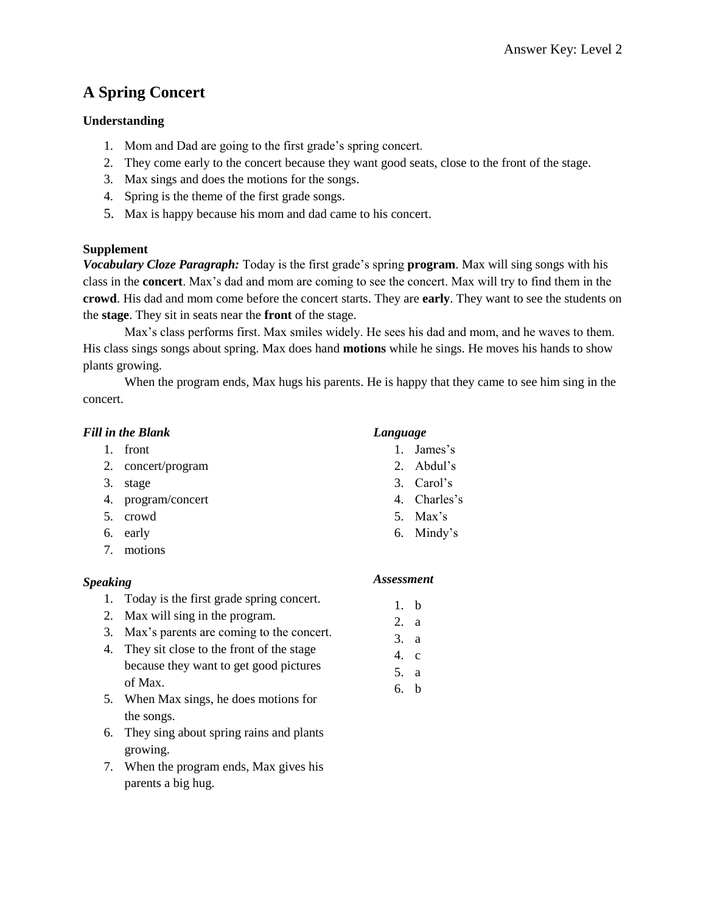# A Spring Concert

### Understanding

1. Mom and Dad are going to the first grade's spring concert.
2. They come early to the concert because they want good seats, close to the front of the stage.
3. Max sings and does the motions for the songs.
4. Spring is the theme of the first grade songs.
5. Max is happy because his mom and dad came to his concert.

### Supplement

***Vocabulary Cloze Paragraph:*** Today is the first grade's spring **program**. Max will sing songs with his class in the **concert**. Max's dad and mom are coming to see the concert. Max will try to find them in the **crowd**. His dad and mom come before the concert starts. They are **early**. They want to see the students on the **stage**. They sit in seats near the **front** of the stage.

Max's class performs first. Max smiles widely. He sees his dad and mom, and he waves to them. His class sings songs about spring. Max does hand **motions** while he sings. He moves his hands to show plants growing.

When the program ends, Max hugs his parents. He is happy that they came to see him sing in the concert.

#### *Fill in the Blank*

1. front
2. concert/program
3. stage
4. program/concert
5. crowd
6. early
7. motions

#### *Speaking*

1. Today is the first grade spring concert.
2. Max will sing in the program.
3. Max's parents are coming to the concert.
4. They sit close to the front of the stage because they want to get good pictures of Max.
5. When Max sings, he does motions for the songs.
6. They sing about spring rains and plants growing.
7. When the program ends, Max gives his parents a big hug.

#### *Language*

1. James's
2. Abdul's
3. Carol's
4. Charles's
5. Max's
6. Mindy's

#### *Assessment*

1. b
2. a
3. a
4. c
5. a
6. b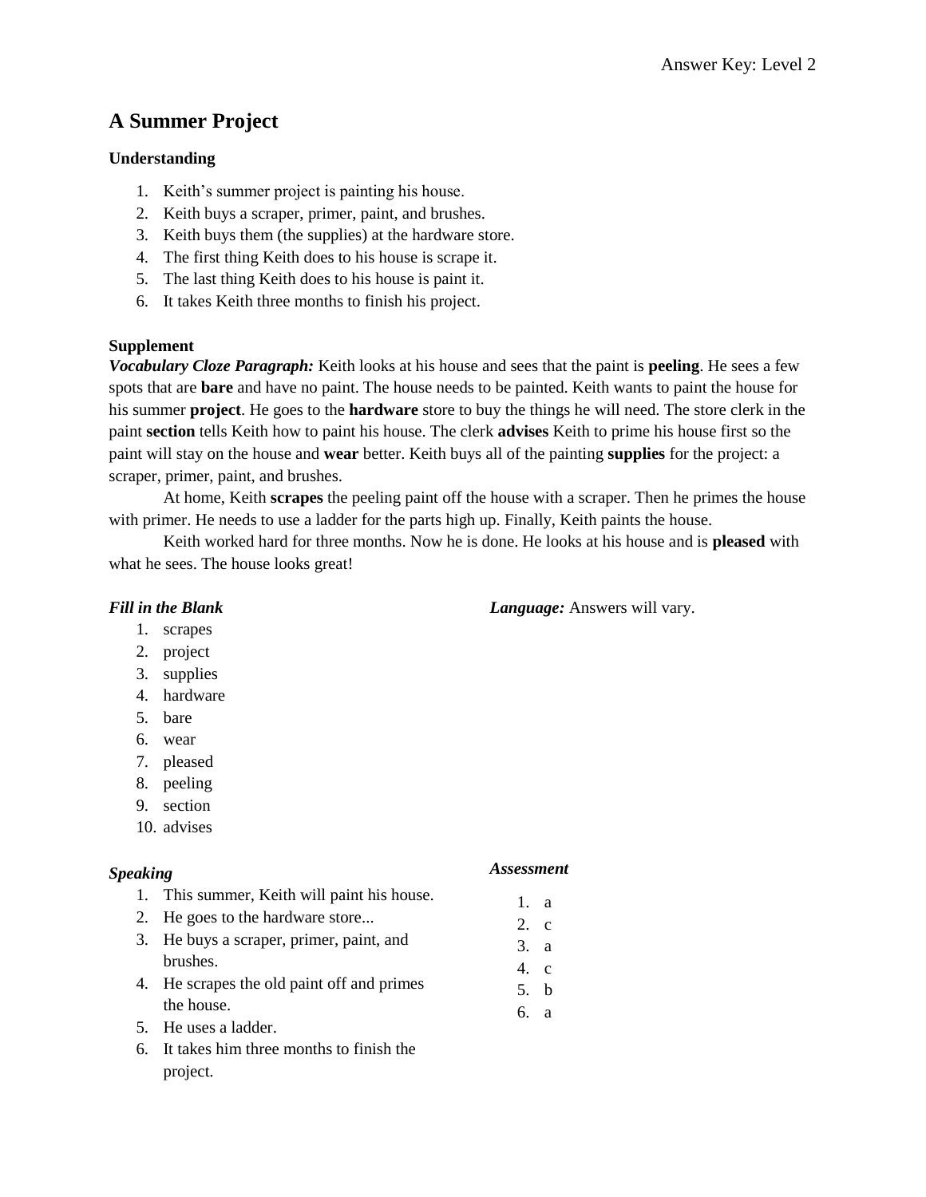# A Summer Project

### Understanding

1. Keith's summer project is painting his house.
2. Keith buys a scraper, primer, paint, and brushes.
3. Keith buys them (the supplies) at the hardware store.
4. The first thing Keith does to his house is scrape it.
5. The last thing Keith does to his house is paint it.
6. It takes Keith three months to finish his project.

### Supplement

***Vocabulary Cloze Paragraph:*** Keith looks at his house and sees that the paint is **peeling**. He sees a few spots that are **bare** and have no paint. The house needs to be painted. Keith wants to paint the house for his summer **project**. He goes to the **hardware** store to buy the things he will need. The store clerk in the paint **section** tells Keith how to paint his house. The clerk **advises** Keith to prime his house first so the paint will stay on the house and **wear** better. Keith buys all of the painting **supplies** for the project: a scraper, primer, paint, and brushes.

At home, Keith **scrapes** the peeling paint off the house with a scraper. Then he primes the house with primer. He needs to use a ladder for the parts high up. Finally, Keith paints the house.

Keith worked hard for three months. Now he is done. He looks at his house and is **pleased** with what he sees. The house looks great!

***Fill in the Blank***

1. scrapes
2. project
3. supplies
4. hardware
5. bare
6. wear
7. pleased
8. peeling
9. section
10. advises

***Language:*** Answers will vary.

***Speaking***

1. This summer, Keith will paint his house.
2. He goes to the hardware store...
3. He buys a scraper, primer, paint, and brushes.
4. He scrapes the old paint off and primes the house.
5. He uses a ladder.
6. It takes him three months to finish the project.

***Assessment***

1. a
2. c
3. a
4. c
5. b
6. a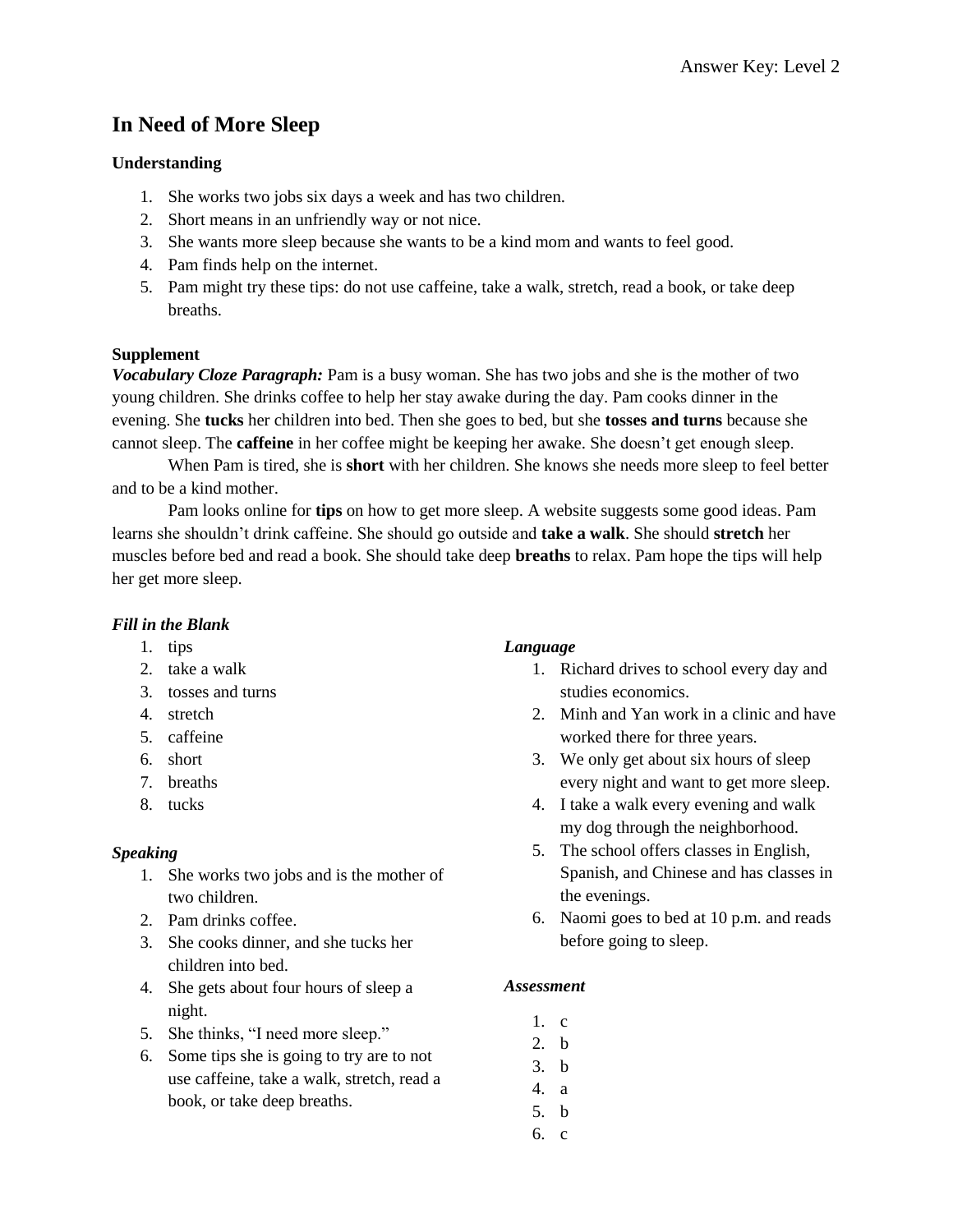# In Need of More Sleep

**Understanding**

1. She works two jobs six days a week and has two children.
2. Short means in an unfriendly way or not nice.
3. She wants more sleep because she wants to be a kind mom and wants to feel good.
4. Pam finds help on the internet.
5. Pam might try these tips: do not use caffeine, take a walk, stretch, read a book, or take deep breaths.

**Supplement**

***Vocabulary Cloze Paragraph:*** Pam is a busy woman. She has two jobs and she is the mother of two young children. She drinks coffee to help her stay awake during the day. Pam cooks dinner in the evening. She **tucks** her children into bed. Then she goes to bed, but she **tosses and turns** because she cannot sleep. The **caffeine** in her coffee might be keeping her awake. She doesn't get enough sleep.

When Pam is tired, she is **short** with her children. She knows she needs more sleep to feel better and to be a kind mother.

Pam looks online for **tips** on how to get more sleep. A website suggests some good ideas. Pam learns she shouldn't drink caffeine. She should go outside and **take a walk**. She should **stretch** her muscles before bed and read a book. She should take deep **breaths** to relax. Pam hope the tips will help her get more sleep.

***Fill in the Blank***

1. tips
2. take a walk
3. tosses and turns
4. stretch
5. caffeine
6. short
7. breaths
8. tucks

***Speaking***

1. She works two jobs and is the mother of two children.
2. Pam drinks coffee.
3. She cooks dinner, and she tucks her children into bed.
4. She gets about four hours of sleep a night.
5. She thinks, "I need more sleep."
6. Some tips she is going to try are to not use caffeine, take a walk, stretch, read a book, or take deep breaths.

***Language***

1. Richard drives to school every day and studies economics.
2. Minh and Yan work in a clinic and have worked there for three years.
3. We only get about six hours of sleep every night and want to get more sleep.
4. I take a walk every evening and walk my dog through the neighborhood.
5. The school offers classes in English, Spanish, and Chinese and has classes in the evenings.
6. Naomi goes to bed at 10 p.m. and reads before going to sleep.

***Assessment***

1. c
2. b
3. b
4. a
5. b
6. c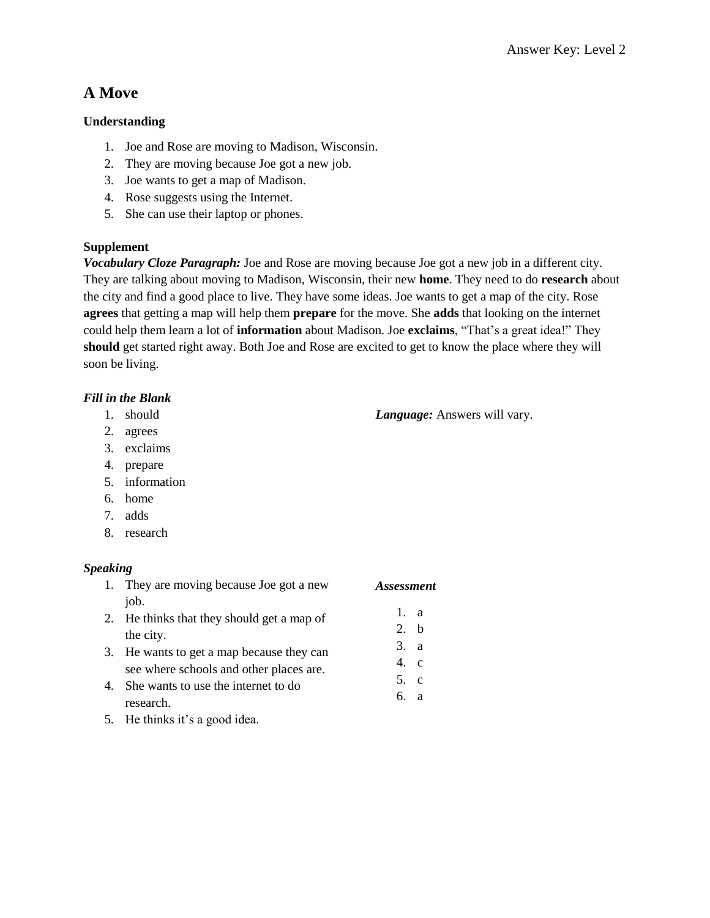# A Move

### Understanding

1. Joe and Rose are moving to Madison, Wisconsin.
2. They are moving because Joe got a new job.
3. Joe wants to get a map of Madison.
4. Rose suggests using the Internet.
5. She can use their laptop or phones.

### Supplement

***Vocabulary Cloze Paragraph:*** Joe and Rose are moving because Joe got a new job in a different city. They are talking about moving to Madison, Wisconsin, their new **home**. They need to do **research** about the city and find a good place to live. They have some ideas. Joe wants to get a map of the city. Rose **agrees** that getting a map will help them **prepare** for the move. She **adds** that looking on the internet could help them learn a lot of **information** about Madison. Joe **exclaims**, "That's a great idea!" They **should** get started right away. Both Joe and Rose are excited to get to know the place where they will soon be living.

***Fill in the Blank***

1. should
2. agrees
3. exclaims
4. prepare
5. information
6. home
7. adds
8. research

***Language:*** Answers will vary.

***Speaking***

1. They are moving because Joe got a new job.
2. He thinks that they should get a map of the city.
3. He wants to get a map because they can see where schools and other places are.
4. She wants to use the internet to do research.
5. He thinks it's a good idea.

***Assessment***

1. a
2. b
3. a
4. c
5. c
6. a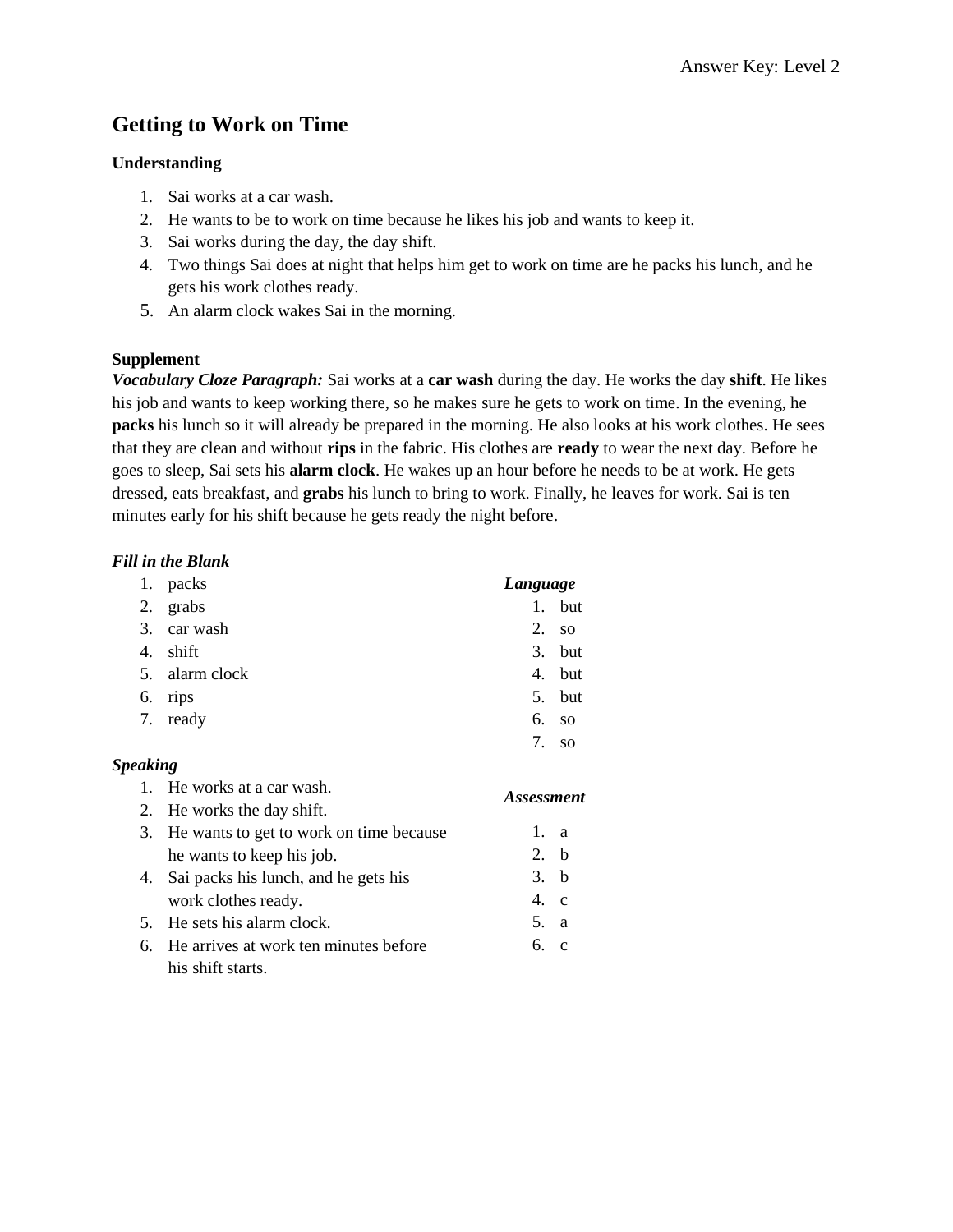# Getting to Work on Time

### Understanding

1. Sai works at a car wash.
2. He wants to be to work on time because he likes his job and wants to keep it.
3. Sai works during the day, the day shift.
4. Two things Sai does at night that helps him get to work on time are he packs his lunch, and he gets his work clothes ready.
5. An alarm clock wakes Sai in the morning.

### Supplement

***Vocabulary Cloze Paragraph:*** Sai works at a **car wash** during the day. He works the day **shift**. He likes his job and wants to keep working there, so he makes sure he gets to work on time. In the evening, he **packs** his lunch so it will already be prepared in the morning. He also looks at his work clothes. He sees that they are clean and without **rips** in the fabric. His clothes are **ready** to wear the next day. Before he goes to sleep, Sai sets his **alarm clock**. He wakes up an hour before he needs to be at work. He gets dressed, eats breakfast, and **grabs** his lunch to bring to work. Finally, he leaves for work. Sai is ten minutes early for his shift because he gets ready the night before.

***Fill in the Blank***

1. packs
2. grabs
3. car wash
4. shift
5. alarm clock
6. rips
7. ready

***Speaking***

1. He works at a car wash.
2. He works the day shift.
3. He wants to get to work on time because he wants to keep his job.
4. Sai packs his lunch, and he gets his work clothes ready.
5. He sets his alarm clock.
6. He arrives at work ten minutes before his shift starts.

***Language***

1. but
2. so
3. but
4. but
5. but
6. so
7. so

***Assessment***

1. a
2. b
3. b
4. c
5. a
6. c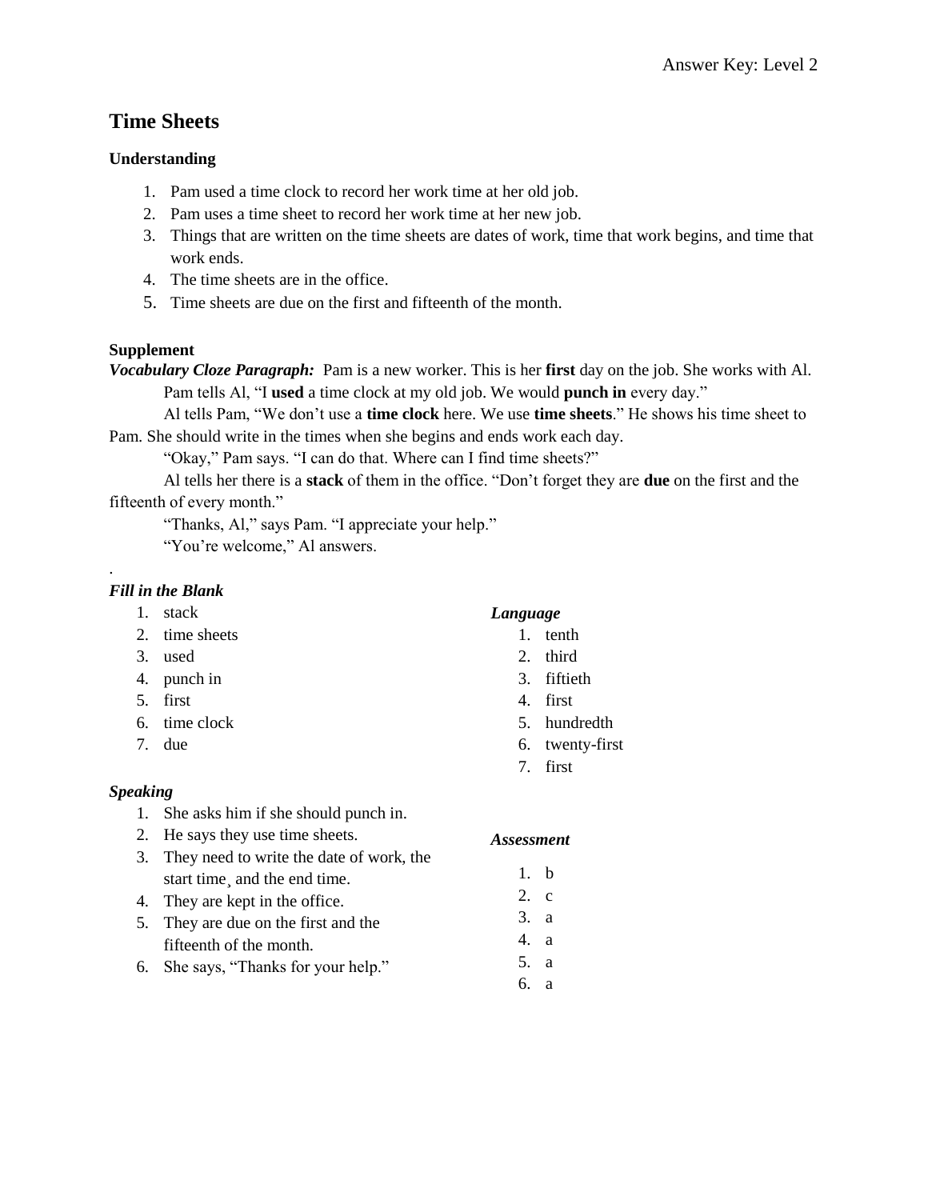## Time Sheets

### Understanding

1. Pam used a time clock to record her work time at her old job.
2. Pam uses a time sheet to record her work time at her new job.
3. Things that are written on the time sheets are dates of work, time that work begins, and time that work ends.
4. The time sheets are in the office.
5. Time sheets are due on the first and fifteenth of the month.

### Supplement

***Vocabulary Cloze Paragraph:*** Pam is a new worker. This is her **first** day on the job. She works with Al.

Pam tells Al, "I **used** a time clock at my old job. We would **punch in** every day."

Al tells Pam, "We don't use a **time clock** here. We use **time sheets**." He shows his time sheet to Pam. She should write in the times when she begins and ends work each day.

"Okay," Pam says. "I can do that. Where can I find time sheets?"

Al tells her there is a **stack** of them in the office. "Don't forget they are **due** on the first and the fifteenth of every month."

"Thanks, Al," says Pam. "I appreciate your help."

"You're welcome," Al answers.

.

***Fill in the Blank***

1. stack
2. time sheets
3. used
4. punch in
5. first
6. time clock
7. due

***Speaking***

1. She asks him if she should punch in.
2. He says they use time sheets.
3. They need to write the date of work, the start time¸ and the end time.
4. They are kept in the office.
5. They are due on the first and the fifteenth of the month.
6. She says, "Thanks for your help."

***Language***

1. tenth
2. third
3. fiftieth
4. first
5. hundredth
6. twenty-first
7. first

***Assessment***

1. b
2. c
3. a
4. a
5. a
6. a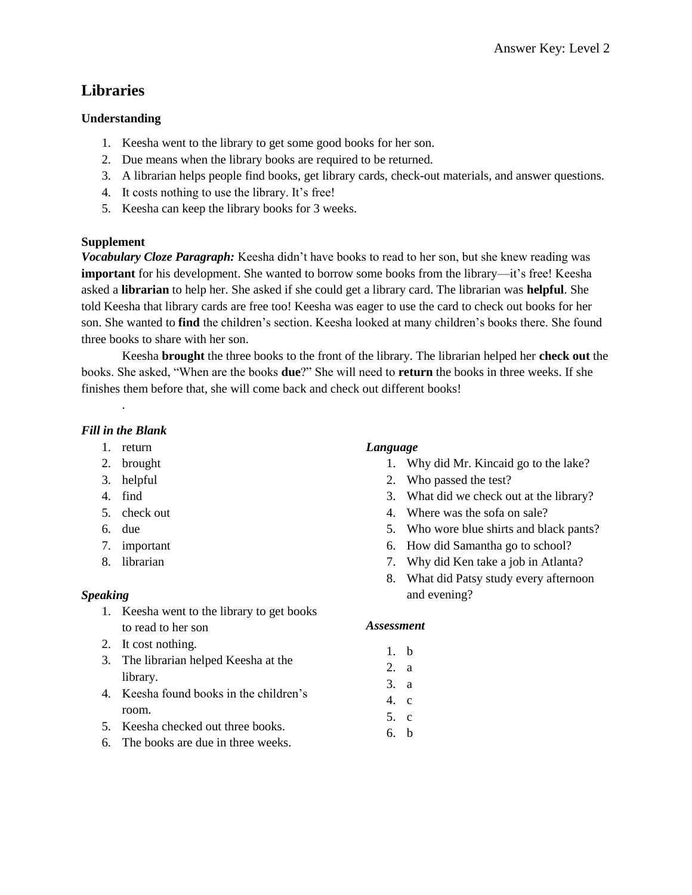# Libraries

**Understanding**

1. Keesha went to the library to get some good books for her son.
2. Due means when the library books are required to be returned.
3. A librarian helps people find books, get library cards, check-out materials, and answer questions.
4. It costs nothing to use the library. It's free!
5. Keesha can keep the library books for 3 weeks.

**Supplement**

***Vocabulary Cloze Paragraph:*** Keesha didn't have books to read to her son, but she knew reading was **important** for his development. She wanted to borrow some books from the library—it's free! Keesha asked a **librarian** to help her. She asked if she could get a library card. The librarian was **helpful**. She told Keesha that library cards are free too! Keesha was eager to use the card to check out books for her son. She wanted to **find** the children's section. Keesha looked at many children's books there. She found three books to share with her son.

Keesha **brought** the three books to the front of the library. The librarian helped her **check out** the books. She asked, "When are the books **due**?" She will need to **return** the books in three weeks. If she finishes them before that, she will come back and check out different books!

.

***Fill in the Blank***

1. return
2. brought
3. helpful
4. find
5. check out
6. due
7. important
8. librarian

***Speaking***

1. Keesha went to the library to get books to read to her son
2. It cost nothing.
3. The librarian helped Keesha at the library.
4. Keesha found books in the children's room.
5. Keesha checked out three books.
6. The books are due in three weeks.

***Language***

1. Why did Mr. Kincaid go to the lake?
2. Who passed the test?
3. What did we check out at the library?
4. Where was the sofa on sale?
5. Who wore blue shirts and black pants?
6. How did Samantha go to school?
7. Why did Ken take a job in Atlanta?
8. What did Patsy study every afternoon and evening?

***Assessment***

1. b
2. a
3. a
4. c
5. c
6. b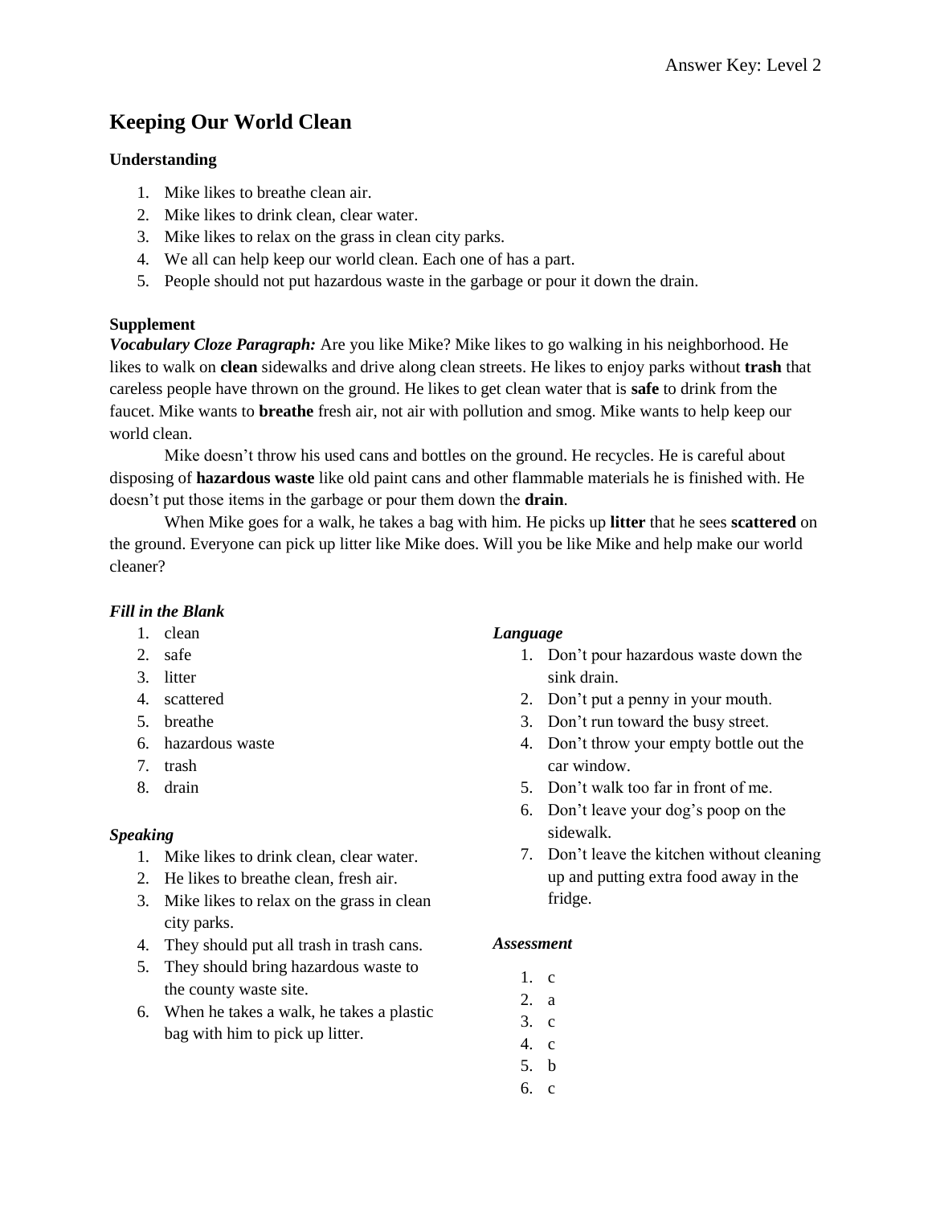Answer Key: Level 2

# Keeping Our World Clean

**Understanding**

1. Mike likes to breathe clean air.
2. Mike likes to drink clean, clear water.
3. Mike likes to relax on the grass in clean city parks.
4. We all can help keep our world clean. Each one of has a part.
5. People should not put hazardous waste in the garbage or pour it down the drain.

**Supplement**

***Vocabulary Cloze Paragraph:*** Are you like Mike? Mike likes to go walking in his neighborhood. He likes to walk on **clean** sidewalks and drive along clean streets. He likes to enjoy parks without **trash** that careless people have thrown on the ground. He likes to get clean water that is **safe** to drink from the faucet. Mike wants to **breathe** fresh air, not air with pollution and smog. Mike wants to help keep our world clean.

Mike doesn't throw his used cans and bottles on the ground. He recycles. He is careful about disposing of **hazardous waste** like old paint cans and other flammable materials he is finished with. He doesn't put those items in the garbage or pour them down the **drain**.

When Mike goes for a walk, he takes a bag with him. He picks up **litter** that he sees **scattered** on the ground. Everyone can pick up litter like Mike does. Will you be like Mike and help make our world cleaner?

***Fill in the Blank***

1. clean
2. safe
3. litter
4. scattered
5. breathe
6. hazardous waste
7. trash
8. drain

***Speaking***

1. Mike likes to drink clean, clear water.
2. He likes to breathe clean, fresh air.
3. Mike likes to relax on the grass in clean city parks.
4. They should put all trash in trash cans.
5. They should bring hazardous waste to the county waste site.
6. When he takes a walk, he takes a plastic bag with him to pick up litter.

***Language***

1. Don't pour hazardous waste down the sink drain.
2. Don't put a penny in your mouth.
3. Don't run toward the busy street.
4. Don't throw your empty bottle out the car window.
5. Don't walk too far in front of me.
6. Don't leave your dog's poop on the sidewalk.
7. Don't leave the kitchen without cleaning up and putting extra food away in the fridge.

***Assessment***

1. c
2. a
3. c
4. c
5. b
6. c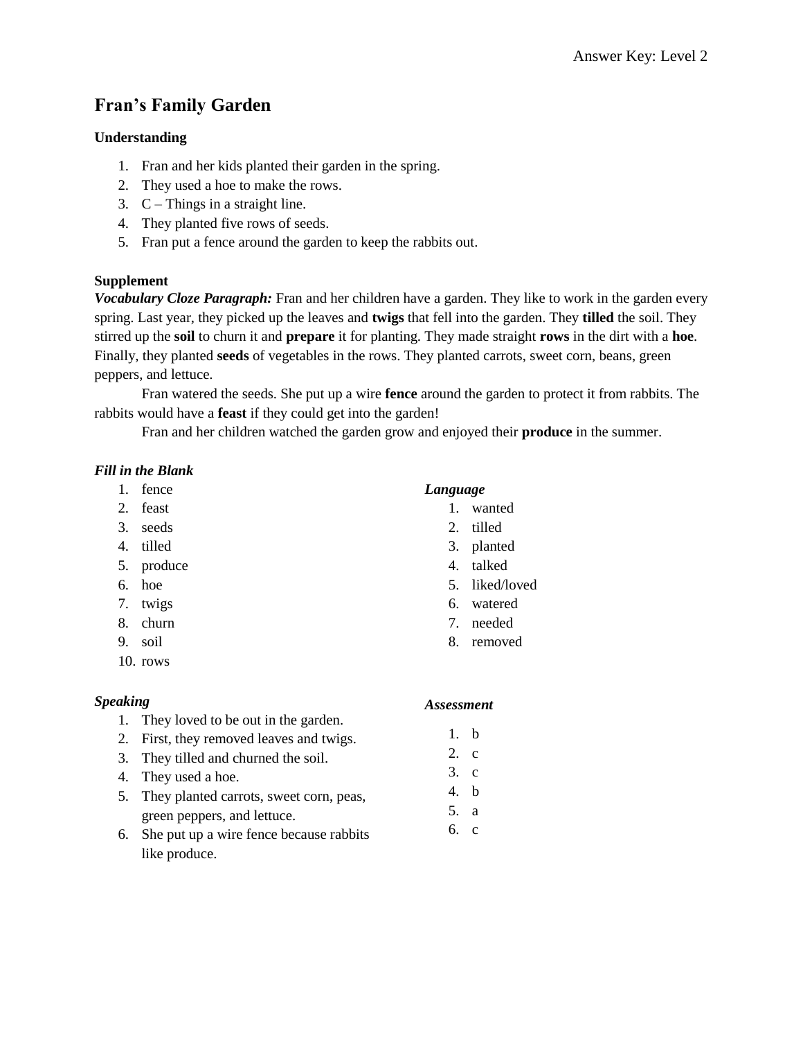Answer Key: Level 2

# Fran's Family Garden

**Understanding**

1. Fran and her kids planted their garden in the spring.
2. They used a hoe to make the rows.
3. C – Things in a straight line.
4. They planted five rows of seeds.
5. Fran put a fence around the garden to keep the rabbits out.

**Supplement**

***Vocabulary Cloze Paragraph:*** Fran and her children have a garden. They like to work in the garden every spring. Last year, they picked up the leaves and **twigs** that fell into the garden. They **tilled** the soil. They stirred up the **soil** to churn it and **prepare** it for planting. They made straight **rows** in the dirt with a **hoe**. Finally, they planted **seeds** of vegetables in the rows. They planted carrots, sweet corn, beans, green peppers, and lettuce.

Fran watered the seeds. She put up a wire **fence** around the garden to protect it from rabbits. The rabbits would have a **feast** if they could get into the garden!

Fran and her children watched the garden grow and enjoyed their **produce** in the summer.

***Fill in the Blank***

1. fence
2. feast
3. seeds
4. tilled
5. produce
6. hoe
7. twigs
8. churn
9. soil
10. rows

***Language***

1. wanted
2. tilled
3. planted
4. talked
5. liked/loved
6. watered
7. needed
8. removed

***Speaking***

1. They loved to be out in the garden.
2. First, they removed leaves and twigs.
3. They tilled and churned the soil.
4. They used a hoe.
5. They planted carrots, sweet corn, peas, green peppers, and lettuce.
6. She put up a wire fence because rabbits like produce.

***Assessment***

1. b
2. c
3. c
4. b
5. a
6. c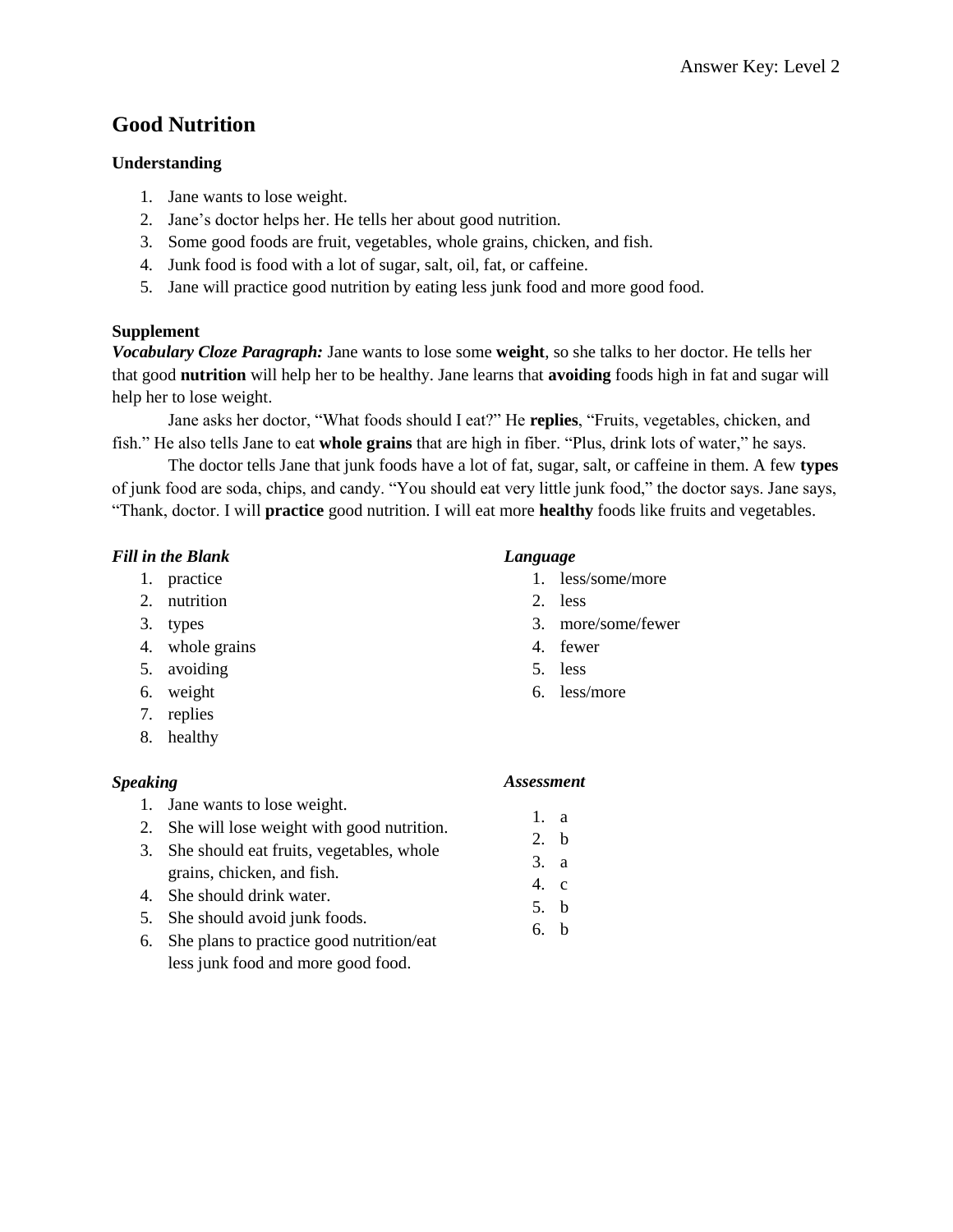# Good Nutrition

### Understanding

1. Jane wants to lose weight.
2. Jane's doctor helps her. He tells her about good nutrition.
3. Some good foods are fruit, vegetables, whole grains, chicken, and fish.
4. Junk food is food with a lot of sugar, salt, oil, fat, or caffeine.
5. Jane will practice good nutrition by eating less junk food and more good food.

### Supplement

***Vocabulary Cloze Paragraph:*** Jane wants to lose some **weight**, so she talks to her doctor. He tells her that good **nutrition** will help her to be healthy. Jane learns that **avoiding** foods high in fat and sugar will help her to lose weight.

Jane asks her doctor, "What foods should I eat?" He **replies**, "Fruits, vegetables, chicken, and fish." He also tells Jane to eat **whole grains** that are high in fiber. "Plus, drink lots of water," he says.

The doctor tells Jane that junk foods have a lot of fat, sugar, salt, or caffeine in them. A few **types** of junk food are soda, chips, and candy. "You should eat very little junk food," the doctor says. Jane says, "Thank, doctor. I will **practice** good nutrition. I will eat more **healthy** foods like fruits and vegetables.

***Fill in the Blank***

1. practice
2. nutrition
3. types
4. whole grains
5. avoiding
6. weight
7. replies
8. healthy

***Language***

1. less/some/more
2. less
3. more/some/fewer
4. fewer
5. less
6. less/more

***Speaking***

1. Jane wants to lose weight.
2. She will lose weight with good nutrition.
3. She should eat fruits, vegetables, whole grains, chicken, and fish.
4. She should drink water.
5. She should avoid junk foods.
6. She plans to practice good nutrition/eat less junk food and more good food.

***Assessment***

1. a
2. b
3. a
4. c
5. b
6. b